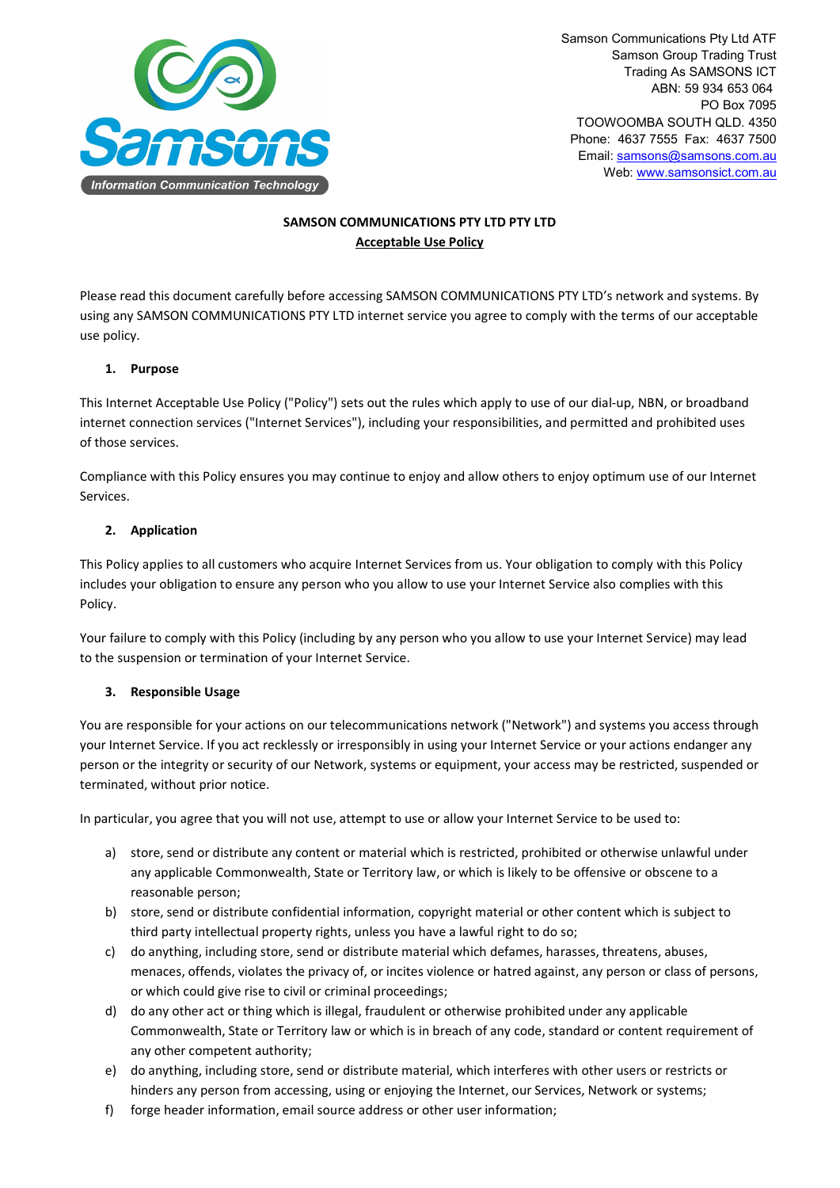Samson Communications Pty Ltd ATF
Samson Group Trading Trust
Trading As SAMSONS ICT
ABN: 59 934 653 064
PO Box 7095
TOOWOOMBA SOUTH QLD. 4350
Phone: 4637 7555 Fax: 4637 7500
Email: samsons@samsons.com.au
Web: www.samsonsict.com.au

**SAMSON COMMUNICATIONS PTY LTD PTY LTD**

**Acceptable Use Policy**

Please read this document carefully before accessing SAMSON COMMUNICATIONS PTY LTD's network and systems. By using any SAMSON COMMUNICATIONS PTY LTD internet service you agree to comply with the terms of our acceptable use policy.

## 1. Purpose

This Internet Acceptable Use Policy ("Policy") sets out the rules which apply to use of our dial-up, NBN, or broadband internet connection services ("Internet Services"), including your responsibilities, and permitted and prohibited uses of those services.

Compliance with this Policy ensures you may continue to enjoy and allow others to enjoy optimum use of our Internet Services.

## 2. Application

This Policy applies to all customers who acquire Internet Services from us. Your obligation to comply with this Policy includes your obligation to ensure any person who you allow to use your Internet Service also complies with this Policy.

Your failure to comply with this Policy (including by any person who you allow to use your Internet Service) may lead to the suspension or termination of your Internet Service.

## 3. Responsible Usage

You are responsible for your actions on our telecommunications network ("Network") and systems you access through your Internet Service. If you act recklessly or irresponsibly in using your Internet Service or your actions endanger any person or the integrity or security of our Network, systems or equipment, your access may be restricted, suspended or terminated, without prior notice.

In particular, you agree that you will not use, attempt to use or allow your Internet Service to be used to:

a) store, send or distribute any content or material which is restricted, prohibited or otherwise unlawful under any applicable Commonwealth, State or Territory law, or which is likely to be offensive or obscene to a reasonable person;

b) store, send or distribute confidential information, copyright material or other content which is subject to third party intellectual property rights, unless you have a lawful right to do so;

c) do anything, including store, send or distribute material which defames, harasses, threatens, abuses, menaces, offends, violates the privacy of, or incites violence or hatred against, any person or class of persons, or which could give rise to civil or criminal proceedings;

d) do any other act or thing which is illegal, fraudulent or otherwise prohibited under any applicable Commonwealth, State or Territory law or which is in breach of any code, standard or content requirement of any other competent authority;

e) do anything, including store, send or distribute material, which interferes with other users or restricts or hinders any person from accessing, using or enjoying the Internet, our Services, Network or systems;

f) forge header information, email source address or other user information;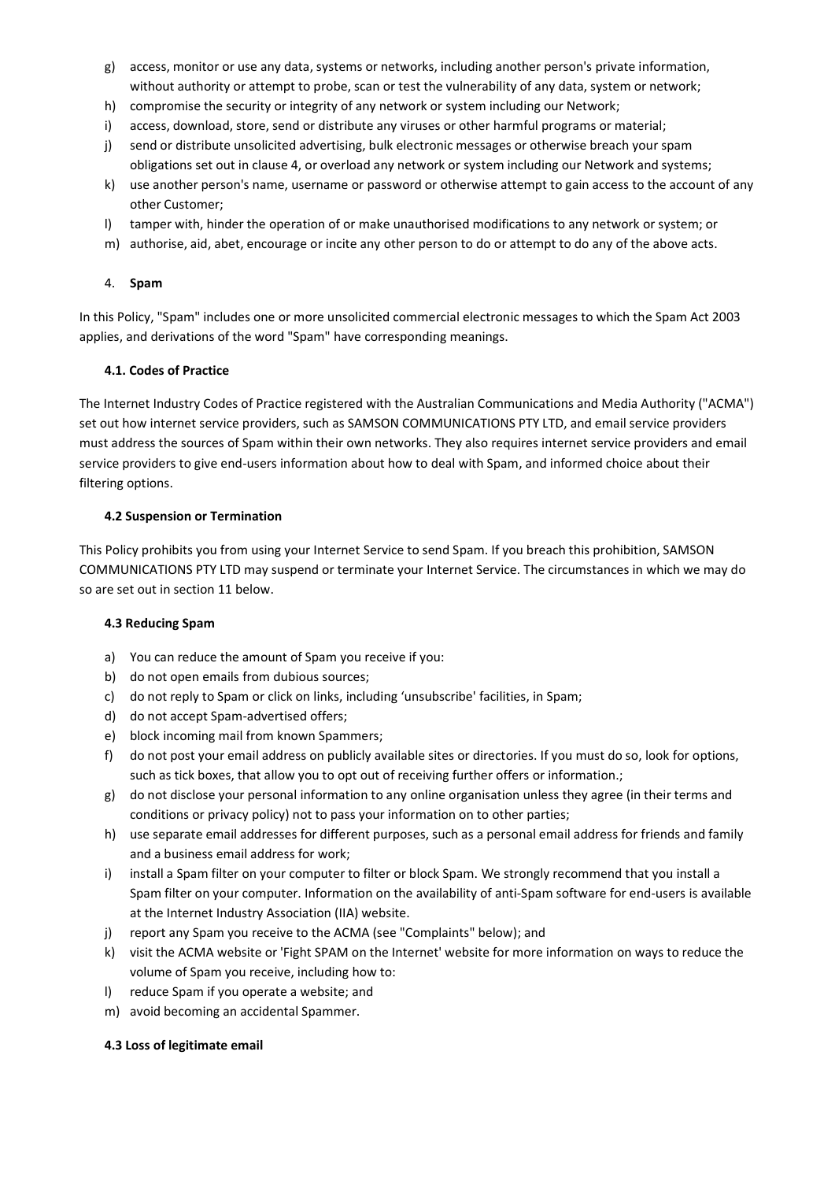g) access, monitor or use any data, systems or networks, including another person's private information, without authority or attempt to probe, scan or test the vulnerability of any data, system or network;
h) compromise the security or integrity of any network or system including our Network;
i) access, download, store, send or distribute any viruses or other harmful programs or material;
j) send or distribute unsolicited advertising, bulk electronic messages or otherwise breach your spam obligations set out in clause 4, or overload any network or system including our Network and systems;
k) use another person's name, username or password or otherwise attempt to gain access to the account of any other Customer;
l) tamper with, hinder the operation of or make unauthorised modifications to any network or system; or
m) authorise, aid, abet, encourage or incite any other person to do or attempt to do any of the above acts.

## 4. Spam

In this Policy, "Spam" includes one or more unsolicited commercial electronic messages to which the Spam Act 2003 applies, and derivations of the word "Spam" have corresponding meanings.

### 4.1. Codes of Practice

The Internet Industry Codes of Practice registered with the Australian Communications and Media Authority ("ACMA") set out how internet service providers, such as SAMSON COMMUNICATIONS PTY LTD, and email service providers must address the sources of Spam within their own networks. They also requires internet service providers and email service providers to give end-users information about how to deal with Spam, and informed choice about their filtering options.

### 4.2 Suspension or Termination

This Policy prohibits you from using your Internet Service to send Spam. If you breach this prohibition, SAMSON COMMUNICATIONS PTY LTD may suspend or terminate your Internet Service. The circumstances in which we may do so are set out in section 11 below.

### 4.3 Reducing Spam

a) You can reduce the amount of Spam you receive if you:
b) do not open emails from dubious sources;
c) do not reply to Spam or click on links, including 'unsubscribe' facilities, in Spam;
d) do not accept Spam-advertised offers;
e) block incoming mail from known Spammers;
f) do not post your email address on publicly available sites or directories. If you must do so, look for options, such as tick boxes, that allow you to opt out of receiving further offers or information.;
g) do not disclose your personal information to any online organisation unless they agree (in their terms and conditions or privacy policy) not to pass your information on to other parties;
h) use separate email addresses for different purposes, such as a personal email address for friends and family and a business email address for work;
i) install a Spam filter on your computer to filter or block Spam. We strongly recommend that you install a Spam filter on your computer. Information on the availability of anti-Spam software for end-users is available at the Internet Industry Association (IIA) website.
j) report any Spam you receive to the ACMA (see "Complaints" below); and
k) visit the ACMA website or 'Fight SPAM on the Internet' website for more information on ways to reduce the volume of Spam you receive, including how to:
l) reduce Spam if you operate a website; and
m) avoid becoming an accidental Spammer.

### 4.3 Loss of legitimate email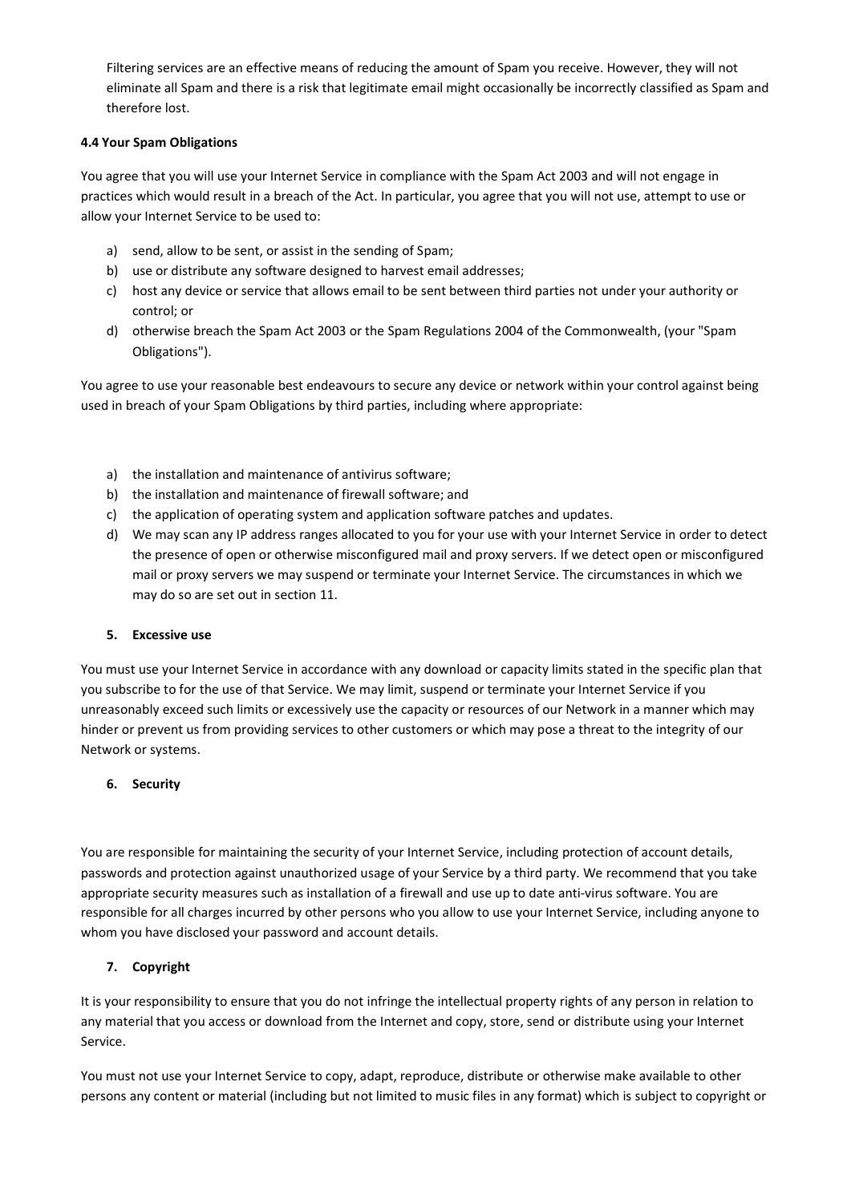Filtering services are an effective means of reducing the amount of Spam you receive. However, they will not eliminate all Spam and there is a risk that legitimate email might occasionally be incorrectly classified as Spam and therefore lost.

**4.4 Your Spam Obligations**

You agree that you will use your Internet Service in compliance with the Spam Act 2003 and will not engage in practices which would result in a breach of the Act. In particular, you agree that you will not use, attempt to use or allow your Internet Service to be used to:

a) send, allow to be sent, or assist in the sending of Spam;
b) use or distribute any software designed to harvest email addresses;
c) host any device or service that allows email to be sent between third parties not under your authority or control; or
d) otherwise breach the Spam Act 2003 or the Spam Regulations 2004 of the Commonwealth, (your "Spam Obligations").

You agree to use your reasonable best endeavours to secure any device or network within your control against being used in breach of your Spam Obligations by third parties, including where appropriate:

a) the installation and maintenance of antivirus software;
b) the installation and maintenance of firewall software; and
c) the application of operating system and application software patches and updates.
d) We may scan any IP address ranges allocated to you for your use with your Internet Service in order to detect the presence of open or otherwise misconfigured mail and proxy servers. If we detect open or misconfigured mail or proxy servers we may suspend or terminate your Internet Service. The circumstances in which we may do so are set out in section 11.

**5. Excessive use**

You must use your Internet Service in accordance with any download or capacity limits stated in the specific plan that you subscribe to for the use of that Service. We may limit, suspend or terminate your Internet Service if you unreasonably exceed such limits or excessively use the capacity or resources of our Network in a manner which may hinder or prevent us from providing services to other customers or which may pose a threat to the integrity of our Network or systems.

**6. Security**

You are responsible for maintaining the security of your Internet Service, including protection of account details, passwords and protection against unauthorized usage of your Service by a third party. We recommend that you take appropriate security measures such as installation of a firewall and use up to date anti-virus software. You are responsible for all charges incurred by other persons who you allow to use your Internet Service, including anyone to whom you have disclosed your password and account details.

**7. Copyright**

It is your responsibility to ensure that you do not infringe the intellectual property rights of any person in relation to any material that you access or download from the Internet and copy, store, send or distribute using your Internet Service.

You must not use your Internet Service to copy, adapt, reproduce, distribute or otherwise make available to other persons any content or material (including but not limited to music files in any format) which is subject to copyright or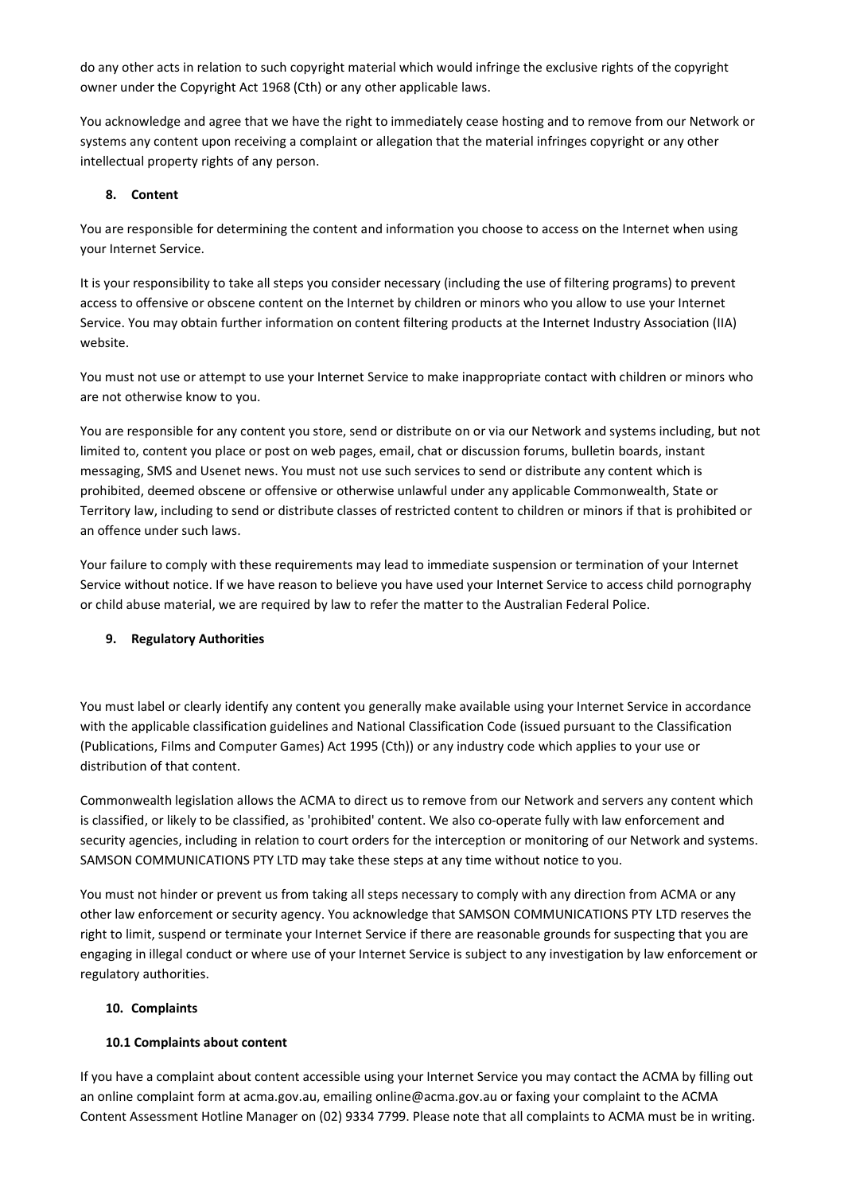do any other acts in relation to such copyright material which would infringe the exclusive rights of the copyright owner under the Copyright Act 1968 (Cth) or any other applicable laws.

You acknowledge and agree that we have the right to immediately cease hosting and to remove from our Network or systems any content upon receiving a complaint or allegation that the material infringes copyright or any other intellectual property rights of any person.

## 8. Content

You are responsible for determining the content and information you choose to access on the Internet when using your Internet Service.

It is your responsibility to take all steps you consider necessary (including the use of filtering programs) to prevent access to offensive or obscene content on the Internet by children or minors who you allow to use your Internet Service. You may obtain further information on content filtering products at the Internet Industry Association (IIA) website.

You must not use or attempt to use your Internet Service to make inappropriate contact with children or minors who are not otherwise know to you.

You are responsible for any content you store, send or distribute on or via our Network and systems including, but not limited to, content you place or post on web pages, email, chat or discussion forums, bulletin boards, instant messaging, SMS and Usenet news. You must not use such services to send or distribute any content which is prohibited, deemed obscene or offensive or otherwise unlawful under any applicable Commonwealth, State or Territory law, including to send or distribute classes of restricted content to children or minors if that is prohibited or an offence under such laws.

Your failure to comply with these requirements may lead to immediate suspension or termination of your Internet Service without notice. If we have reason to believe you have used your Internet Service to access child pornography or child abuse material, we are required by law to refer the matter to the Australian Federal Police.

## 9. Regulatory Authorities

You must label or clearly identify any content you generally make available using your Internet Service in accordance with the applicable classification guidelines and National Classification Code (issued pursuant to the Classification (Publications, Films and Computer Games) Act 1995 (Cth)) or any industry code which applies to your use or distribution of that content.

Commonwealth legislation allows the ACMA to direct us to remove from our Network and servers any content which is classified, or likely to be classified, as 'prohibited' content. We also co-operate fully with law enforcement and security agencies, including in relation to court orders for the interception or monitoring of our Network and systems. SAMSON COMMUNICATIONS PTY LTD may take these steps at any time without notice to you.

You must not hinder or prevent us from taking all steps necessary to comply with any direction from ACMA or any other law enforcement or security agency. You acknowledge that SAMSON COMMUNICATIONS PTY LTD reserves the right to limit, suspend or terminate your Internet Service if there are reasonable grounds for suspecting that you are engaging in illegal conduct or where use of your Internet Service is subject to any investigation by law enforcement or regulatory authorities.

## 10. Complaints

### 10.1 Complaints about content

If you have a complaint about content accessible using your Internet Service you may contact the ACMA by filling out an online complaint form at acma.gov.au, emailing online@acma.gov.au or faxing your complaint to the ACMA Content Assessment Hotline Manager on (02) 9334 7799. Please note that all complaints to ACMA must be in writing.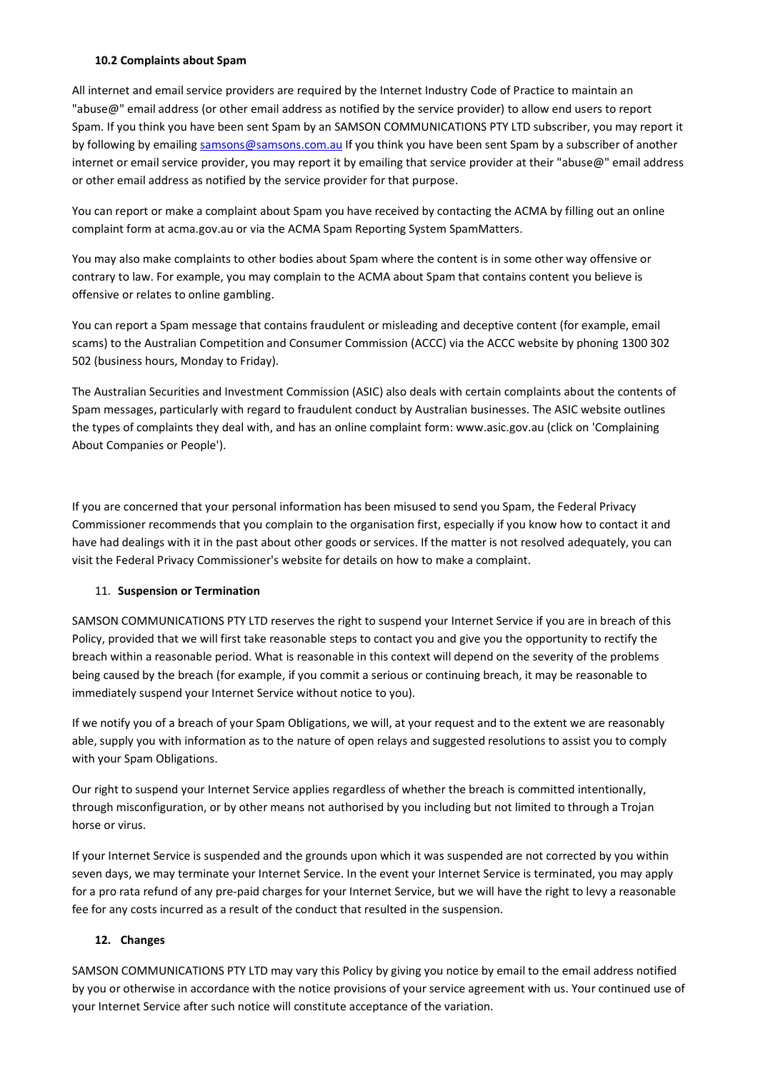**10.2 Complaints about Spam**

All internet and email service providers are required by the Internet Industry Code of Practice to maintain an "abuse@" email address (or other email address as notified by the service provider) to allow end users to report Spam. If you think you have been sent Spam by an SAMSON COMMUNICATIONS PTY LTD subscriber, you may report it by following by emailing samsons@samsons.com.au If you think you have been sent Spam by a subscriber of another internet or email service provider, you may report it by emailing that service provider at their "abuse@" email address or other email address as notified by the service provider for that purpose.

You can report or make a complaint about Spam you have received by contacting the ACMA by filling out an online complaint form at acma.gov.au or via the ACMA Spam Reporting System SpamMatters.

You may also make complaints to other bodies about Spam where the content is in some other way offensive or contrary to law. For example, you may complain to the ACMA about Spam that contains content you believe is offensive or relates to online gambling.

You can report a Spam message that contains fraudulent or misleading and deceptive content (for example, email scams) to the Australian Competition and Consumer Commission (ACCC) via the ACCC website by phoning 1300 302 502 (business hours, Monday to Friday).

The Australian Securities and Investment Commission (ASIC) also deals with certain complaints about the contents of Spam messages, particularly with regard to fraudulent conduct by Australian businesses. The ASIC website outlines the types of complaints they deal with, and has an online complaint form: www.asic.gov.au (click on 'Complaining About Companies or People').

If you are concerned that your personal information has been misused to send you Spam, the Federal Privacy Commissioner recommends that you complain to the organisation first, especially if you know how to contact it and have had dealings with it in the past about other goods or services. If the matter is not resolved adequately, you can visit the Federal Privacy Commissioner's website for details on how to make a complaint.

11. **Suspension or Termination**

SAMSON COMMUNICATIONS PTY LTD reserves the right to suspend your Internet Service if you are in breach of this Policy, provided that we will first take reasonable steps to contact you and give you the opportunity to rectify the breach within a reasonable period. What is reasonable in this context will depend on the severity of the problems being caused by the breach (for example, if you commit a serious or continuing breach, it may be reasonable to immediately suspend your Internet Service without notice to you).

If we notify you of a breach of your Spam Obligations, we will, at your request and to the extent we are reasonably able, supply you with information as to the nature of open relays and suggested resolutions to assist you to comply with your Spam Obligations.

Our right to suspend your Internet Service applies regardless of whether the breach is committed intentionally, through misconfiguration, or by other means not authorised by you including but not limited to through a Trojan horse or virus.

If your Internet Service is suspended and the grounds upon which it was suspended are not corrected by you within seven days, we may terminate your Internet Service. In the event your Internet Service is terminated, you may apply for a pro rata refund of any pre-paid charges for your Internet Service, but we will have the right to levy a reasonable fee for any costs incurred as a result of the conduct that resulted in the suspension.

**12. Changes**

SAMSON COMMUNICATIONS PTY LTD may vary this Policy by giving you notice by email to the email address notified by you or otherwise in accordance with the notice provisions of your service agreement with us. Your continued use of your Internet Service after such notice will constitute acceptance of the variation.